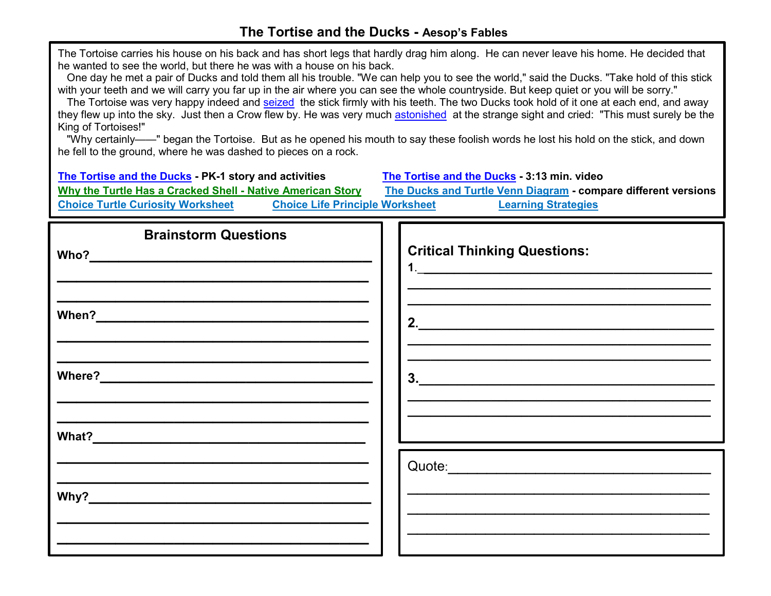# The Tortise and the Ducks - Aesop's Fables

The Tortoise carries his house on his back and has short legs that hardly drag him along. He can never leave his home. He decided that he wanted to see the world, but there he was with a house on his back.

One day he met a pair of Ducks and told them all his trouble. "We can help you to see the world," said the Ducks. "Take hold of this stick with your teeth and we will carry you far up in the air where you can see the whole countryside. But keep quiet or you will be sorry."

The Tortoise was very happy indeed and seized the stick firmly with his teeth. The two Ducks took hold of it one at each end, and away they flew up into the sky. Just then a Crow flew by. He was very much astonished at the strange sight and cried: "This must surely be the King of Tortoises!"

"Why certainly——" began the Tortoise. But as he opened his mouth to say these foolish words he lost his hold on the stick, and down he fell to the ground, where he was dashed to pieces on a rock.

**The Tortise and the Ducks - PK-1 story and activities**

**The Tortise and the Ducks - 3:13 min. video**

**Why the Turtle Has a Cracked Shell - Native American Story**

**The Ducks and Turtle Venn Diagram - compare different versions**

**Choice Turtle Curiosity Worksheet**

**Choice Life Principle Worksheet**

**Learning Strategies**

## Brainstorm Questions

**Who?**\_\_\_\_\_\_\_\_\_\_\_\_\_\_\_\_\_\_\_\_\_\_\_\_\_\_\_\_\_\_\_\_\_\_\_\_\_\_\_\_

\_\_\_\_\_\_\_\_\_\_\_\_\_\_\_\_\_\_\_\_\_\_\_\_\_\_\_\_\_\_\_\_\_\_\_\_\_\_\_\_\_\_\_\_

\_\_\_\_\_\_\_\_\_\_\_\_\_\_\_\_\_\_\_\_\_\_\_\_\_\_\_\_\_\_\_\_\_\_\_\_\_\_\_\_\_\_\_\_

**When?**\_\_\_\_\_\_\_\_\_\_\_\_\_\_\_\_\_\_\_\_\_\_\_\_\_\_\_\_\_\_\_\_\_\_\_\_\_\_\_

\_\_\_\_\_\_\_\_\_\_\_\_\_\_\_\_\_\_\_\_\_\_\_\_\_\_\_\_\_\_\_\_\_\_\_\_\_\_\_\_\_\_\_\_

\_\_\_\_\_\_\_\_\_\_\_\_\_\_\_\_\_\_\_\_\_\_\_\_\_\_\_\_\_\_\_\_\_\_\_\_\_\_\_\_\_\_\_\_

**Where?**\_\_\_\_\_\_\_\_\_\_\_\_\_\_\_\_\_\_\_\_\_\_\_\_\_\_\_\_\_\_\_\_\_\_\_\_\_\_

\_\_\_\_\_\_\_\_\_\_\_\_\_\_\_\_\_\_\_\_\_\_\_\_\_\_\_\_\_\_\_\_\_\_\_\_\_\_\_\_\_\_\_\_

\_\_\_\_\_\_\_\_\_\_\_\_\_\_\_\_\_\_\_\_\_\_\_\_\_\_\_\_\_\_\_\_\_\_\_\_\_\_\_\_\_\_\_\_

**What?**\_\_\_\_\_\_\_\_\_\_\_\_\_\_\_\_\_\_\_\_\_\_\_\_\_\_\_\_\_\_\_\_\_\_\_\_\_\_\_

\_\_\_\_\_\_\_\_\_\_\_\_\_\_\_\_\_\_\_\_\_\_\_\_\_\_\_\_\_\_\_\_\_\_\_\_\_\_\_\_\_\_\_\_

\_\_\_\_\_\_\_\_\_\_\_\_\_\_\_\_\_\_\_\_\_\_\_\_\_\_\_\_\_\_\_\_\_\_\_\_\_\_\_\_\_\_\_\_

**Why?**\_\_\_\_\_\_\_\_\_\_\_\_\_\_\_\_\_\_\_\_\_\_\_\_\_\_\_\_\_\_\_\_\_\_\_\_\_\_\_\_

\_\_\_\_\_\_\_\_\_\_\_\_\_\_\_\_\_\_\_\_\_\_\_\_\_\_\_\_\_\_\_\_\_\_\_\_\_\_\_\_\_\_\_\_

\_\_\_\_\_\_\_\_\_\_\_\_\_\_\_\_\_\_\_\_\_\_\_\_\_\_\_\_\_\_\_\_\_\_\_\_\_\_\_\_\_\_\_\_

## Critical Thinking Questions:

1.\_\_\_\_\_\_\_\_\_\_\_\_\_\_\_\_\_\_\_\_\_\_\_\_\_\_\_\_\_\_\_\_\_\_\_\_\_\_\_\_\_\_

\_\_\_\_\_\_\_\_\_\_\_\_\_\_\_\_\_\_\_\_\_\_\_\_\_\_\_\_\_\_\_\_\_\_\_\_\_\_\_\_\_\_\_\_

\_\_\_\_\_\_\_\_\_\_\_\_\_\_\_\_\_\_\_\_\_\_\_\_\_\_\_\_\_\_\_\_\_\_\_\_\_\_\_\_\_\_\_\_

2.\_\_\_\_\_\_\_\_\_\_\_\_\_\_\_\_\_\_\_\_\_\_\_\_\_\_\_\_\_\_\_\_\_\_\_\_\_\_\_\_\_\_

\_\_\_\_\_\_\_\_\_\_\_\_\_\_\_\_\_\_\_\_\_\_\_\_\_\_\_\_\_\_\_\_\_\_\_\_\_\_\_\_\_\_\_\_

\_\_\_\_\_\_\_\_\_\_\_\_\_\_\_\_\_\_\_\_\_\_\_\_\_\_\_\_\_\_\_\_\_\_\_\_\_\_\_\_\_\_\_\_

3.\_\_\_\_\_\_\_\_\_\_\_\_\_\_\_\_\_\_\_\_\_\_\_\_\_\_\_\_\_\_\_\_\_\_\_\_\_\_\_\_\_\_

\_\_\_\_\_\_\_\_\_\_\_\_\_\_\_\_\_\_\_\_\_\_\_\_\_\_\_\_\_\_\_\_\_\_\_\_\_\_\_\_\_\_\_\_

\_\_\_\_\_\_\_\_\_\_\_\_\_\_\_\_\_\_\_\_\_\_\_\_\_\_\_\_\_\_\_\_\_\_\_\_\_\_\_\_\_\_\_\_

Quote:\_\_\_\_\_\_\_\_\_\_\_\_\_\_\_\_\_\_\_\_\_\_\_\_\_\_\_\_\_\_\_\_\_\_\_\_\_\_

\_\_\_\_\_\_\_\_\_\_\_\_\_\_\_\_\_\_\_\_\_\_\_\_\_\_\_\_\_\_\_\_\_\_\_\_\_\_\_\_\_\_\_\_

\_\_\_\_\_\_\_\_\_\_\_\_\_\_\_\_\_\_\_\_\_\_\_\_\_\_\_\_\_\_\_\_\_\_\_\_\_\_\_\_\_\_\_\_

\_\_\_\_\_\_\_\_\_\_\_\_\_\_\_\_\_\_\_\_\_\_\_\_\_\_\_\_\_\_\_\_\_\_\_\_\_\_\_\_\_\_\_\_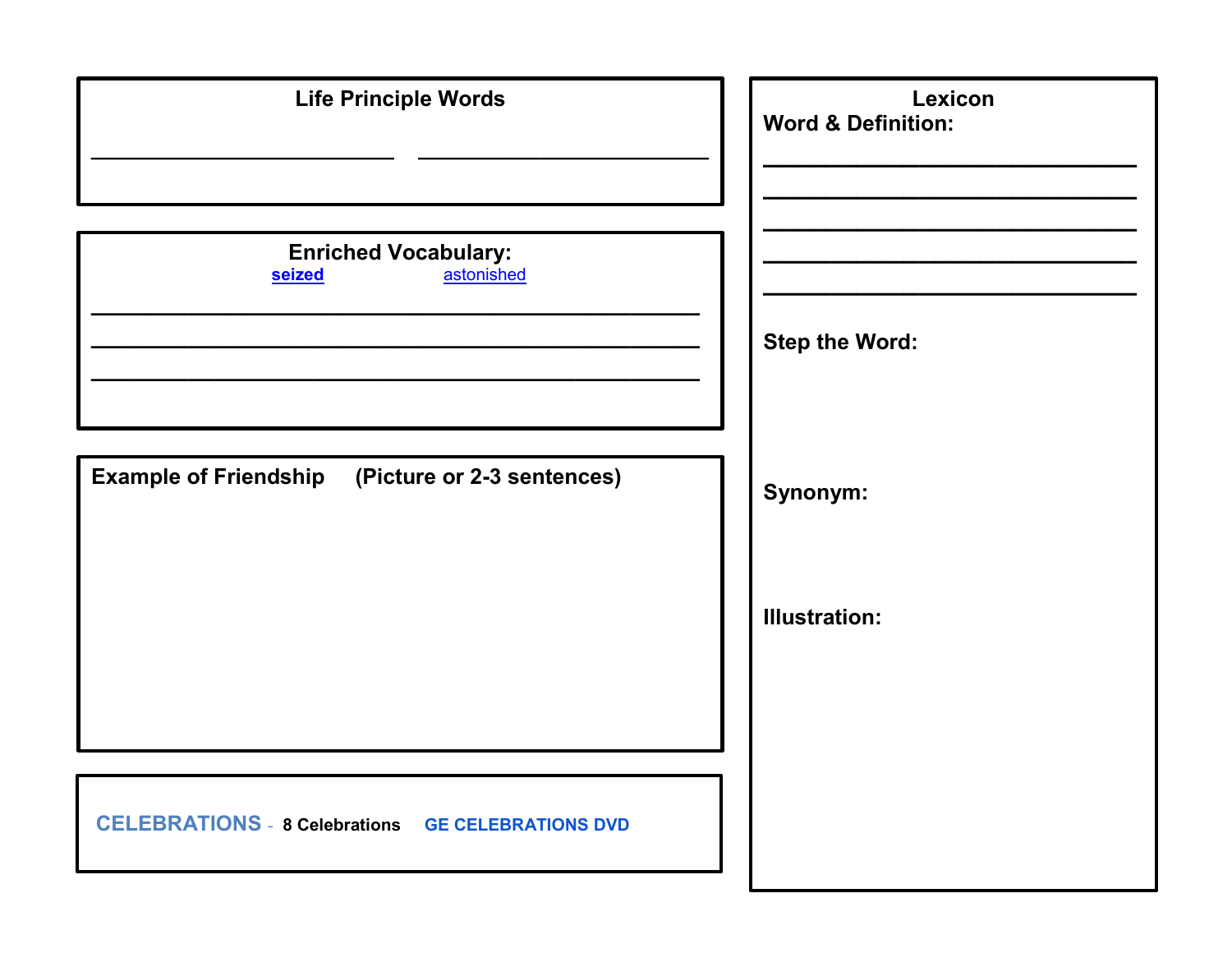## Life Principle Words

_________________________ _________________________

## Enriched Vocabulary:

**seized** astonished

_______________________________________________

_______________________________________________

_______________________________________________

## Example of Friendship (Picture or 2-3 sentences)

**CELEBRATIONS** - **8 Celebrations** **GE CELEBRATIONS DVD**

## Lexicon

**Word & Definition:**

______________________________

______________________________

______________________________

______________________________

______________________________

**Step the Word:**

**Synonym:**

**Illustration:**